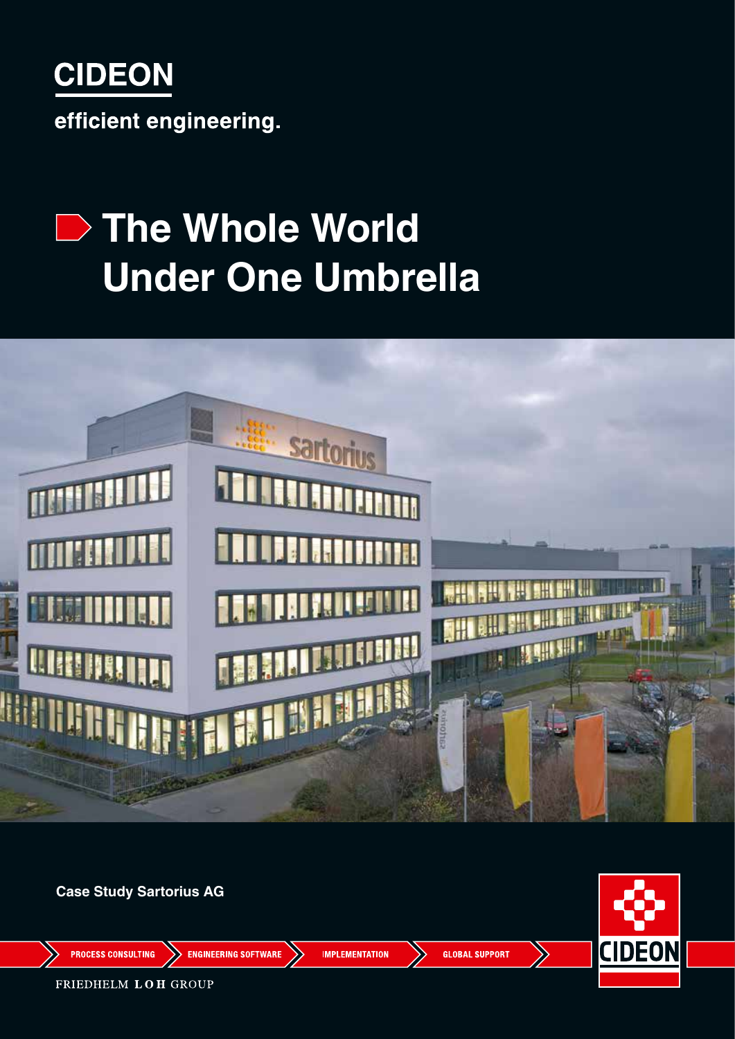**CIDEON**

**efficient engineering.**

# The Whole World Under One Umbrella

**Case Study Sartorius AG**

PROCESS CONSULTING | ENGINEERING SOFTWARE | IMPLEMENTATION | GLOBAL SUPPORT

FRIEDHELM LOH GROUP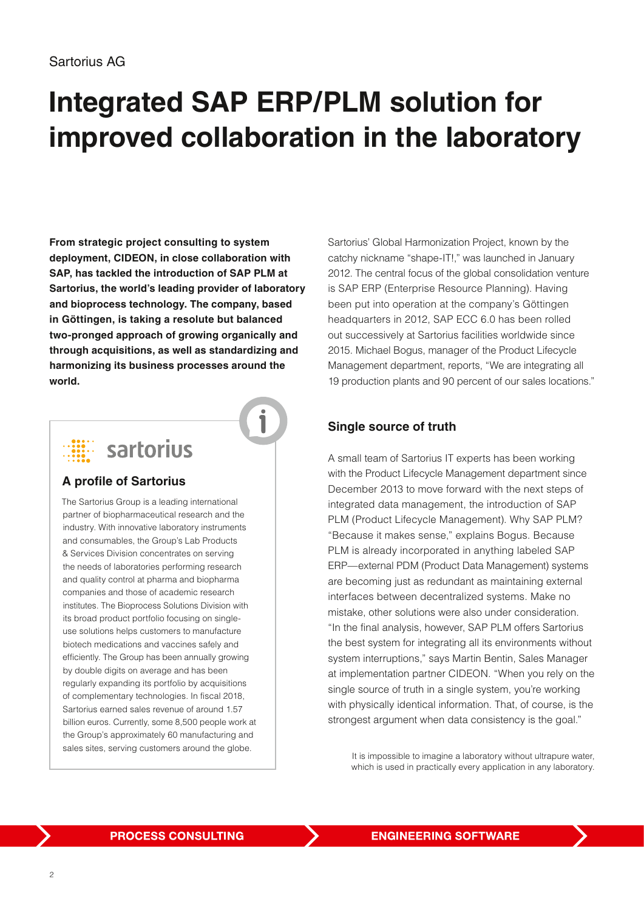Sartorius AG

# Integrated SAP ERP/PLM solution for improved collaboration in the laboratory

**From strategic project consulting to system deployment, CIDEON, in close collaboration with SAP, has tackled the introduction of SAP PLM at Sartorius, the world's leading provider of laboratory and bioprocess technology. The company, based in Göttingen, is taking a resolute but balanced two-pronged approach of growing organically and through acquisitions, as well as standardizing and harmonizing its business processes around the world.**

sartorius

### A profile of Sartorius

The Sartorius Group is a leading international partner of biopharmaceutical research and the industry. With innovative laboratory instruments and consumables, the Group's Lab Products & Services Division concentrates on serving the needs of laboratories performing research and quality control at pharma and biopharma companies and those of academic research institutes. The Bioprocess Solutions Division with its broad product portfolio focusing on single-use solutions helps customers to manufacture biotech medications and vaccines safely and efficiently. The Group has been annually growing by double digits on average and has been regularly expanding its portfolio by acquisitions of complementary technologies. In fiscal 2018, Sartorius earned sales revenue of around 1.57 billion euros. Currently, some 8,500 people work at the Group's approximately 60 manufacturing and sales sites, serving customers around the globe.

Sartorius' Global Harmonization Project, known by the catchy nickname "shape-IT!," was launched in January 2012. The central focus of the global consolidation venture is SAP ERP (Enterprise Resource Planning). Having been put into operation at the company's Göttingen headquarters in 2012, SAP ECC 6.0 has been rolled out successively at Sartorius facilities worldwide since 2015. Michael Bogus, manager of the Product Lifecycle Management department, reports, "We are integrating all 19 production plants and 90 percent of our sales locations."

## Single source of truth

A small team of Sartorius IT experts has been working with the Product Lifecycle Management department since December 2013 to move forward with the next steps of integrated data management, the introduction of SAP PLM (Product Lifecycle Management). Why SAP PLM? "Because it makes sense," explains Bogus. Because PLM is already incorporated in anything labeled SAP ERP—external PDM (Product Data Management) systems are becoming just as redundant as maintaining external interfaces between decentralized systems. Make no mistake, other solutions were also under consideration. "In the final analysis, however, SAP PLM offers Sartorius the best system for integrating all its environments without system interruptions," says Martin Bentin, Sales Manager at implementation partner CIDEON. "When you rely on the single source of truth in a single system, you're working with physically identical information. That, of course, is the strongest argument when data consistency is the goal."

It is impossible to imagine a laboratory without ultrapure water, which is used in practically every application in any laboratory.

PROCESS CONSULTING | ENGINEERING SOFTWARE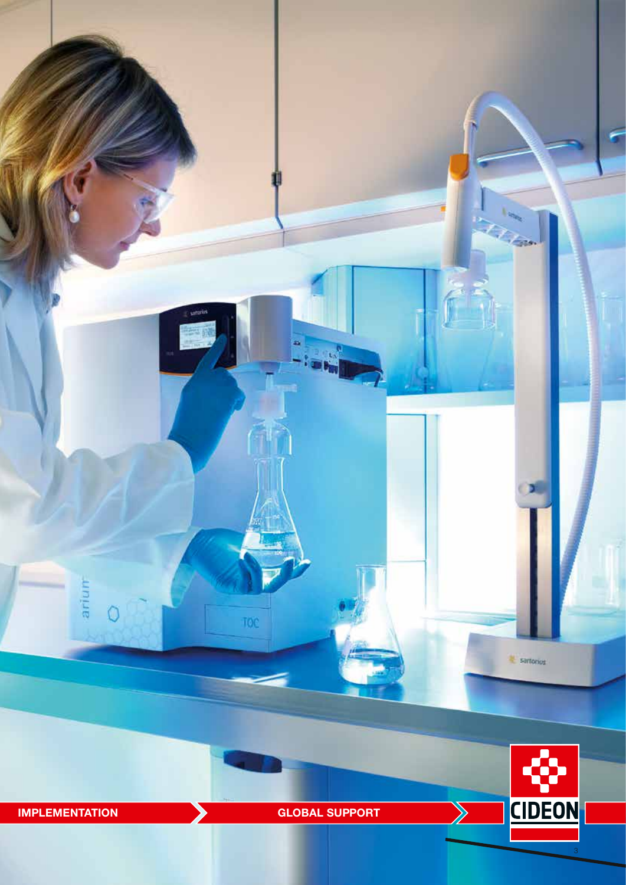**IMPLEMENTATION** **GLOBAL SUPPORT**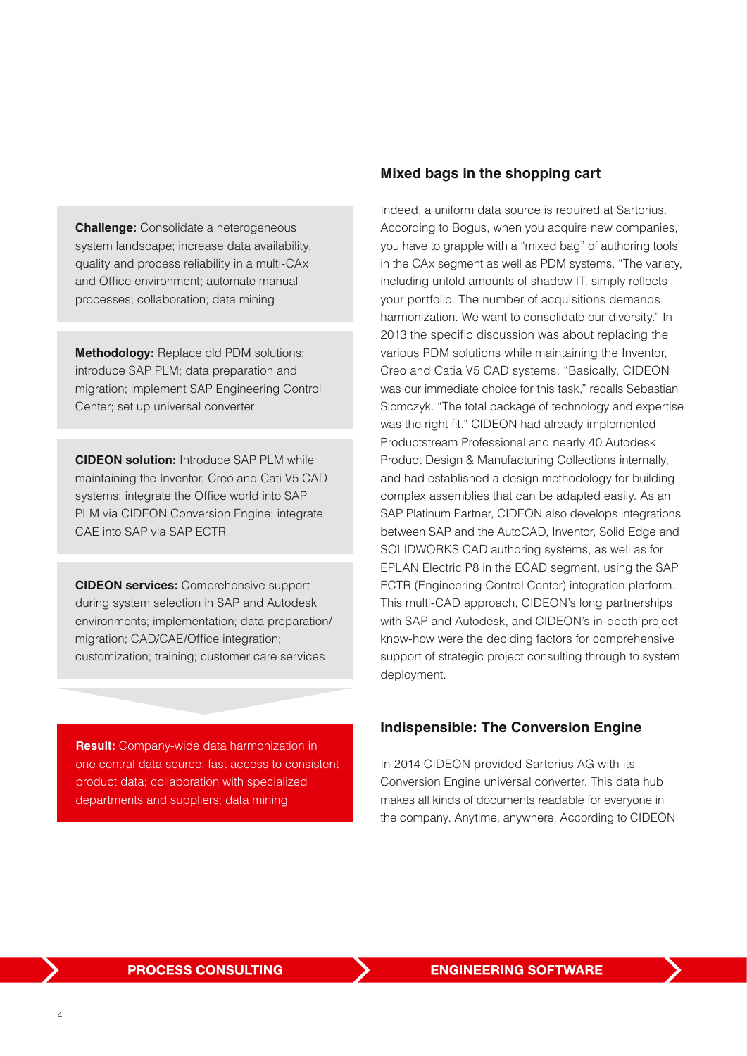**Challenge:** Consolidate a heterogeneous system landscape; increase data availability, quality and process reliability in a multi-CAx and Office environment; automate manual processes; collaboration; data mining

**Methodology:** Replace old PDM solutions; introduce SAP PLM; data preparation and migration; implement SAP Engineering Control Center; set up universal converter

**CIDEON solution:** Introduce SAP PLM while maintaining the Inventor, Creo and Cati V5 CAD systems; integrate the Office world into SAP PLM via CIDEON Conversion Engine; integrate CAE into SAP via SAP ECTR

**CIDEON services:** Comprehensive support during system selection in SAP and Autodesk environments; implementation; data preparation/migration; CAD/CAE/Office integration; customization; training; customer care services

**Result:** Company-wide data harmonization in one central data source; fast access to consistent product data; collaboration with specialized departments and suppliers; data mining

## Mixed bags in the shopping cart

Indeed, a uniform data source is required at Sartorius. According to Bogus, when you acquire new companies, you have to grapple with a "mixed bag" of authoring tools in the CAx segment as well as PDM systems. "The variety, including untold amounts of shadow IT, simply reflects your portfolio. The number of acquisitions demands harmonization. We want to consolidate our diversity." In 2013 the specific discussion was about replacing the various PDM solutions while maintaining the Inventor, Creo and Catia V5 CAD systems. "Basically, CIDEON was our immediate choice for this task," recalls Sebastian Slomczyk. "The total package of technology and expertise was the right fit." CIDEON had already implemented Productstream Professional and nearly 40 Autodesk Product Design & Manufacturing Collections internally, and had established a design methodology for building complex assemblies that can be adapted easily. As an SAP Platinum Partner, CIDEON also develops integrations between SAP and the AutoCAD, Inventor, Solid Edge and SOLIDWORKS CAD authoring systems, as well as for EPLAN Electric P8 in the ECAD segment, using the SAP ECTR (Engineering Control Center) integration platform. This multi-CAD approach, CIDEON's long partnerships with SAP and Autodesk, and CIDEON's in-depth project know-how were the deciding factors for comprehensive support of strategic project consulting through to system deployment.

## Indispensible: The Conversion Engine

In 2014 CIDEON provided Sartorius AG with its Conversion Engine universal converter. This data hub makes all kinds of documents readable for everyone in the company. Anytime, anywhere. According to CIDEON

PROCESS CONSULTING

ENGINEERING SOFTWARE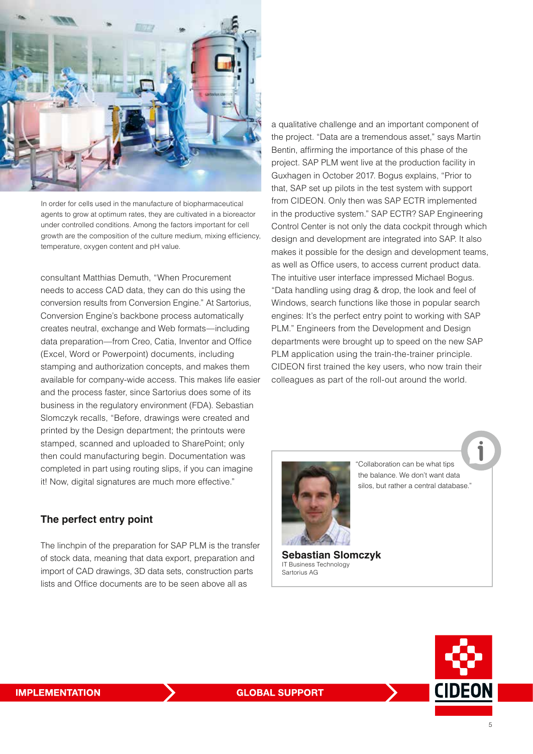In order for cells used in the manufacture of biopharmaceutical agents to grow at optimum rates, they are cultivated in a bioreactor under controlled conditions. Among the factors important for cell growth are the composition of the culture medium, mixing efficiency, temperature, oxygen content and pH value.

consultant Matthias Demuth, "When Procurement needs to access CAD data, they can do this using the conversion results from Conversion Engine." At Sartorius, Conversion Engine's backbone process automatically creates neutral, exchange and Web formats—including data preparation—from Creo, Catia, Inventor and Office (Excel, Word or Powerpoint) documents, including stamping and authorization concepts, and makes them available for company-wide access. This makes life easier and the process faster, since Sartorius does some of its business in the regulatory environment (FDA). Sebastian Slomczyk recalls, "Before, drawings were created and printed by the Design department; the printouts were stamped, scanned and uploaded to SharePoint; only then could manufacturing begin. Documentation was completed in part using routing slips, if you can imagine it! Now, digital signatures are much more effective."

## The perfect entry point

The linchpin of the preparation for SAP PLM is the transfer of stock data, meaning that data export, preparation and import of CAD drawings, 3D data sets, construction parts lists and Office documents are to be seen above all as a qualitative challenge and an important component of the project. "Data are a tremendous asset," says Martin Bentin, affirming the importance of this phase of the project. SAP PLM went live at the production facility in Guxhagen in October 2017. Bogus explains, "Prior to that, SAP set up pilots in the test system with support from CIDEON. Only then was SAP ECTR implemented in the productive system." SAP ECTR? SAP Engineering Control Center is not only the data cockpit through which design and development are integrated into SAP. It also makes it possible for the design and development teams, as well as Office users, to access current product data. The intuitive user interface impressed Michael Bogus. "Data handling using drag & drop, the look and feel of Windows, search functions like those in popular search engines: It's the perfect entry point to working with SAP PLM." Engineers from the Development and Design departments were brought up to speed on the new SAP PLM application using the train-the-trainer principle. CIDEON first trained the key users, who now train their colleagues as part of the roll-out around the world.

"Collaboration can be what tips the balance. We don't want data silos, but rather a central database."

**Sebastian Slomczyk**
IT Business Technology
Sartorius AG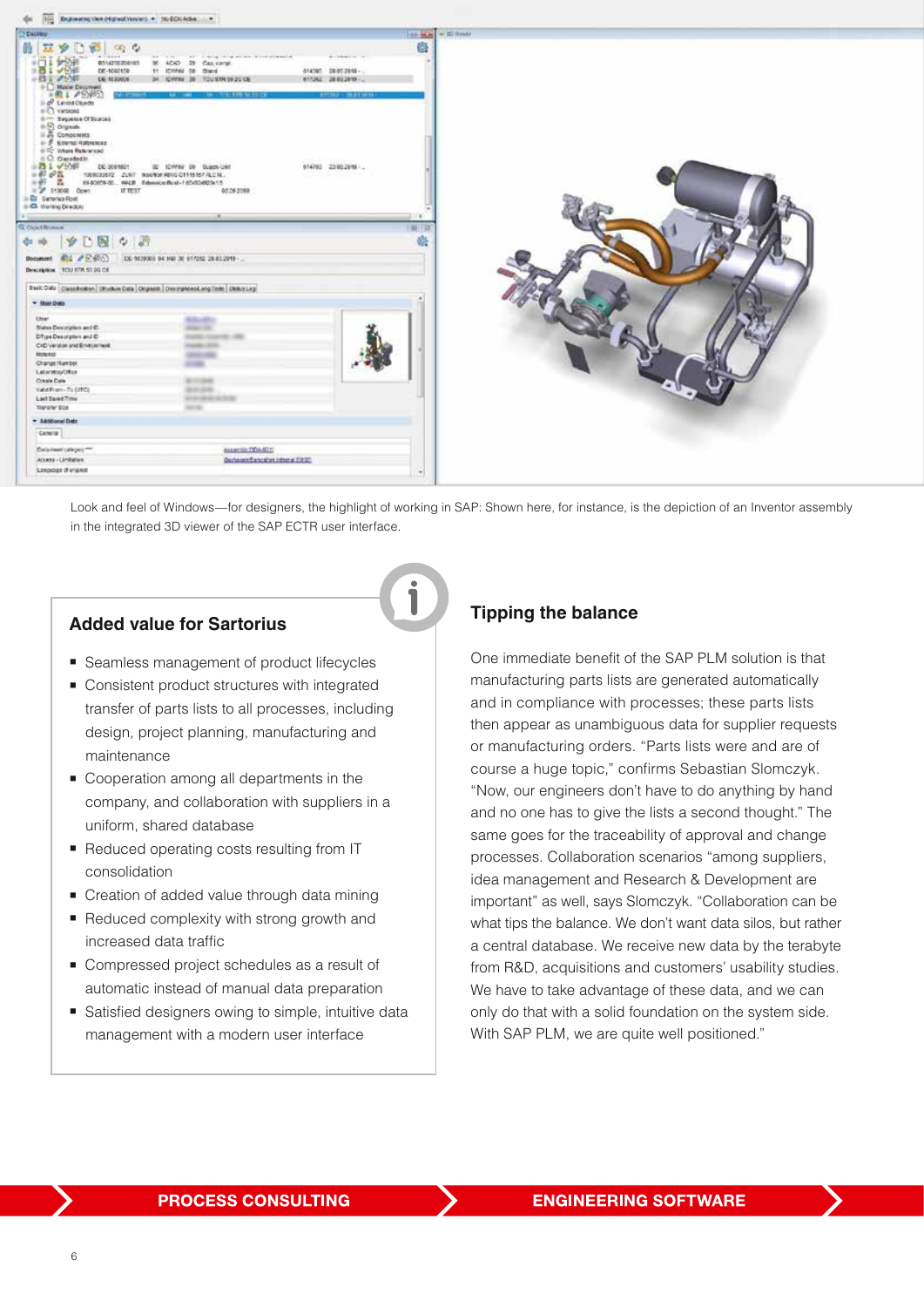Look and feel of Windows—for designers, the highlight of working in SAP: Shown here, for instance, is the depiction of an Inventor assembly in the integrated 3D viewer of the SAP ECTR user interface.

## Added value for Sartorius

- Seamless management of product lifecycles
- Consistent product structures with integrated transfer of parts lists to all processes, including design, project planning, manufacturing and maintenance
- Cooperation among all departments in the company, and collaboration with suppliers in a uniform, shared database
- Reduced operating costs resulting from IT consolidation
- Creation of added value through data mining
- Reduced complexity with strong growth and increased data traffic
- Compressed project schedules as a result of automatic instead of manual data preparation
- Satisfied designers owing to simple, intuitive data management with a modern user interface

## Tipping the balance

One immediate benefit of the SAP PLM solution is that manufacturing parts lists are generated automatically and in compliance with processes; these parts lists then appear as unambiguous data for supplier requests or manufacturing orders. "Parts lists were and are of course a huge topic," confirms Sebastian Slomczyk. "Now, our engineers don't have to do anything by hand and no one has to give the lists a second thought." The same goes for the traceability of approval and change processes. Collaboration scenarios "among suppliers, idea management and Research & Development are important" as well, says Slomczyk. "Collaboration can be what tips the balance. We don't want data silos, but rather a central database. We receive new data by the terabyte from R&D, acquisitions and customers' usability studies. We have to take advantage of these data, and we can only do that with a solid foundation on the system side. With SAP PLM, we are quite well positioned."

PROCESS CONSULTING | ENGINEERING SOFTWARE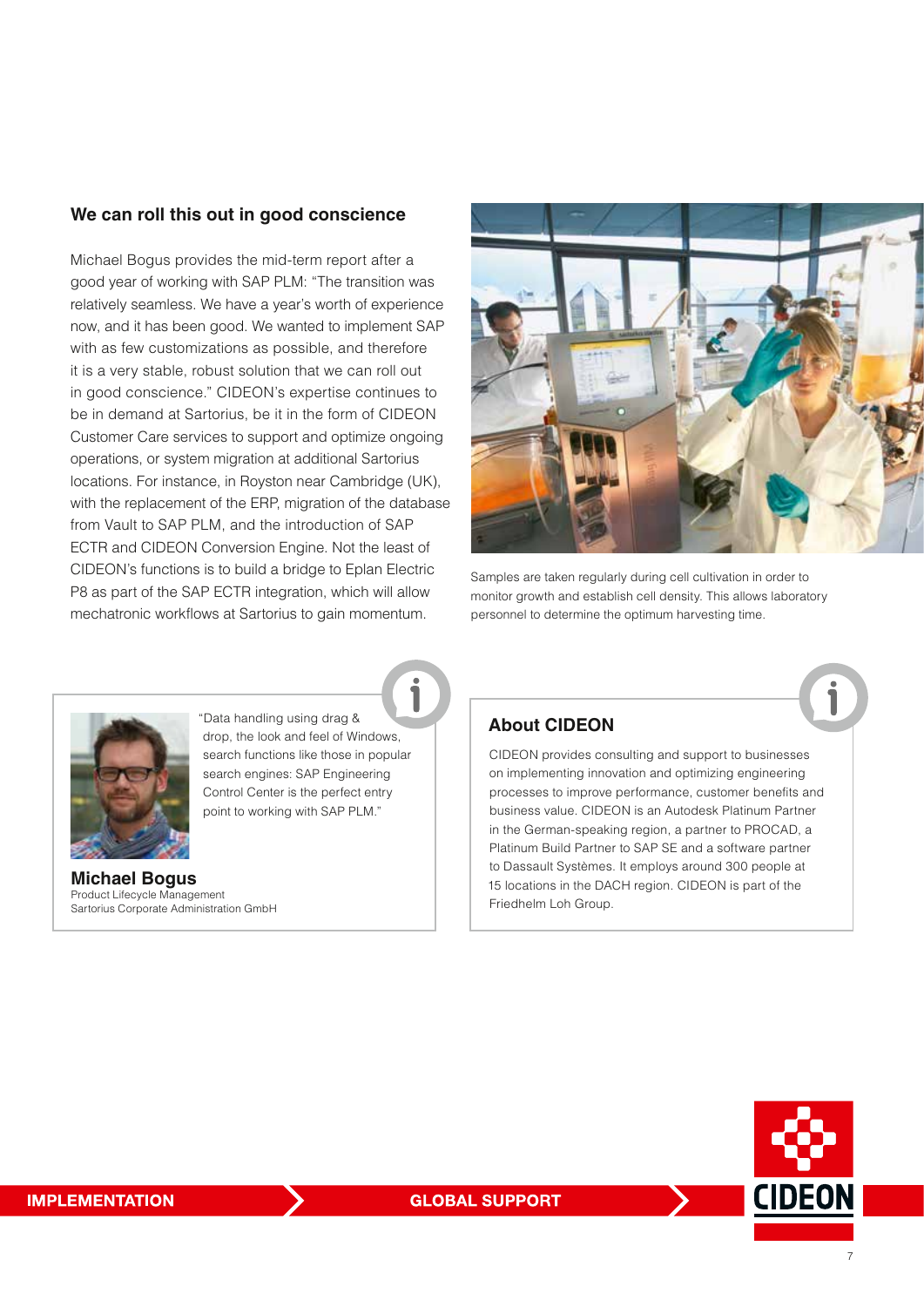## We can roll this out in good conscience

Michael Bogus provides the mid-term report after a good year of working with SAP PLM: "The transition was relatively seamless. We have a year's worth of experience now, and it has been good. We wanted to implement SAP with as few customizations as possible, and therefore it is a very stable, robust solution that we can roll out in good conscience." CIDEON's expertise continues to be in demand at Sartorius, be it in the form of CIDEON Customer Care services to support and optimize ongoing operations, or system migration at additional Sartorius locations. For instance, in Royston near Cambridge (UK), with the replacement of the ERP, migration of the database from Vault to SAP PLM, and the introduction of SAP ECTR and CIDEON Conversion Engine. Not the least of CIDEON's functions is to build a bridge to Eplan Electric P8 as part of the SAP ECTR integration, which will allow mechatronic workflows at Sartorius to gain momentum.

Samples are taken regularly during cell cultivation in order to monitor growth and establish cell density. This allows laboratory personnel to determine the optimum harvesting time.

"Data handling using drag & drop, the look and feel of Windows, search functions like those in popular search engines: SAP Engineering Control Center is the perfect entry point to working with SAP PLM."

**Michael Bogus**
Product Lifecycle Management
Sartorius Corporate Administration GmbH

### About CIDEON

CIDEON provides consulting and support to businesses on implementing innovation and optimizing engineering processes to improve performance, customer benefits and business value. CIDEON is an Autodesk Platinum Partner in the German-speaking region, a partner to PROCAD, a Platinum Build Partner to SAP SE and a software partner to Dassault Systèmes. It employs around 300 people at 15 locations in the DACH region. CIDEON is part of the Friedhelm Loh Group.

IMPLEMENTATION › GLOBAL SUPPORT ›

CIDEON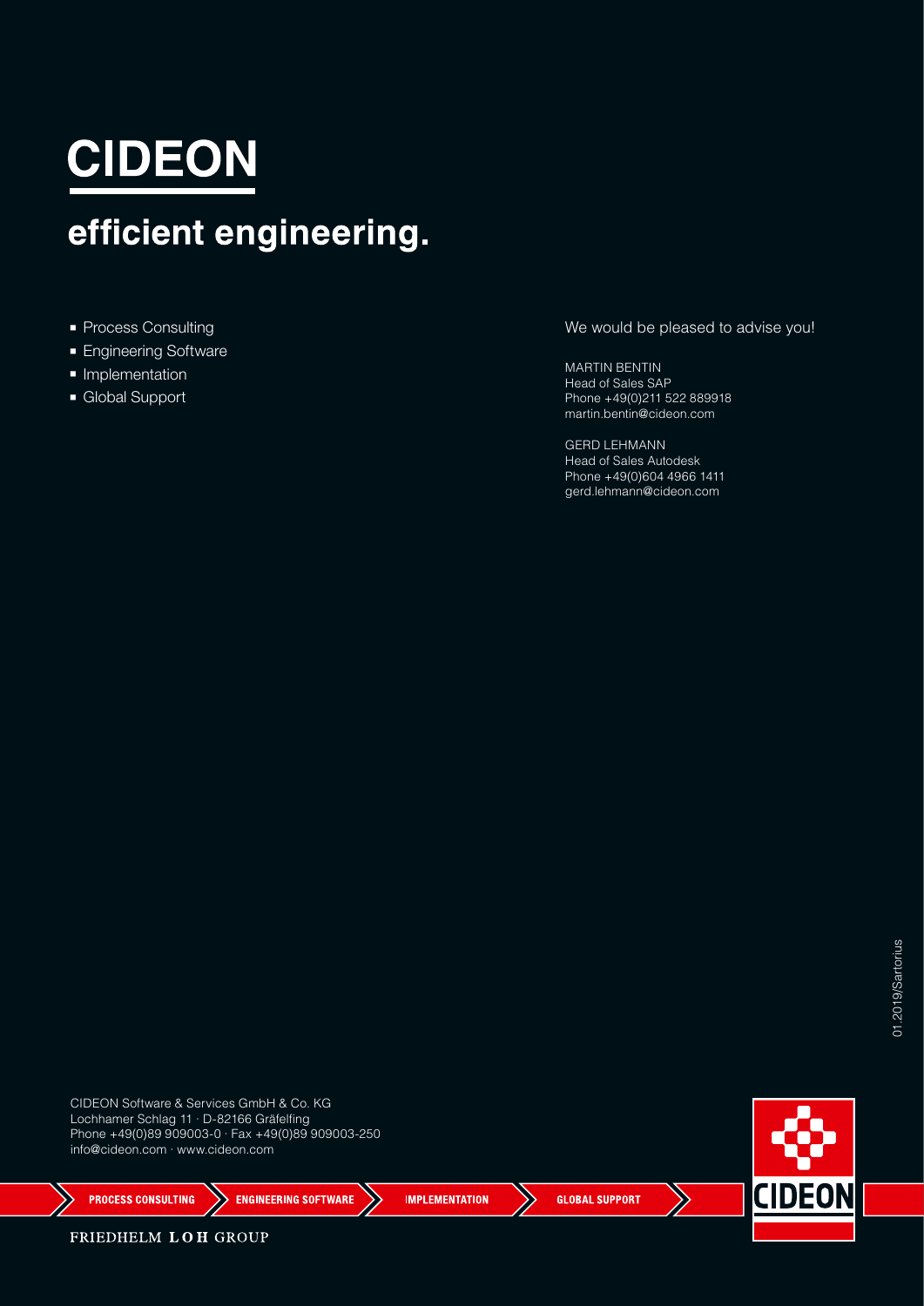# CIDEON

## efficient engineering.

- Process Consulting
- Engineering Software
- Implementation
- Global Support

We would be pleased to advise you!

MARTIN BENTIN
Head of Sales SAP
Phone +49(0)211 522 889918
martin.bentin@cideon.com

GERD LEHMANN
Head of Sales Autodesk
Phone +49(0)604 4966 1411
gerd.lehmann@cideon.com

01.2019/Sartorius

CIDEON Software & Services GmbH & Co. KG
Lochhamer Schlag 11 · D-82166 Gräfelfing
Phone +49(0)89 909003-0 · Fax +49(0)89 909003-250
info@cideon.com · www.cideon.com

PROCESS CONSULTING · ENGINEERING SOFTWARE · IMPLEMENTATION · GLOBAL SUPPORT

CIDEON

FRIEDHELM LOH GROUP